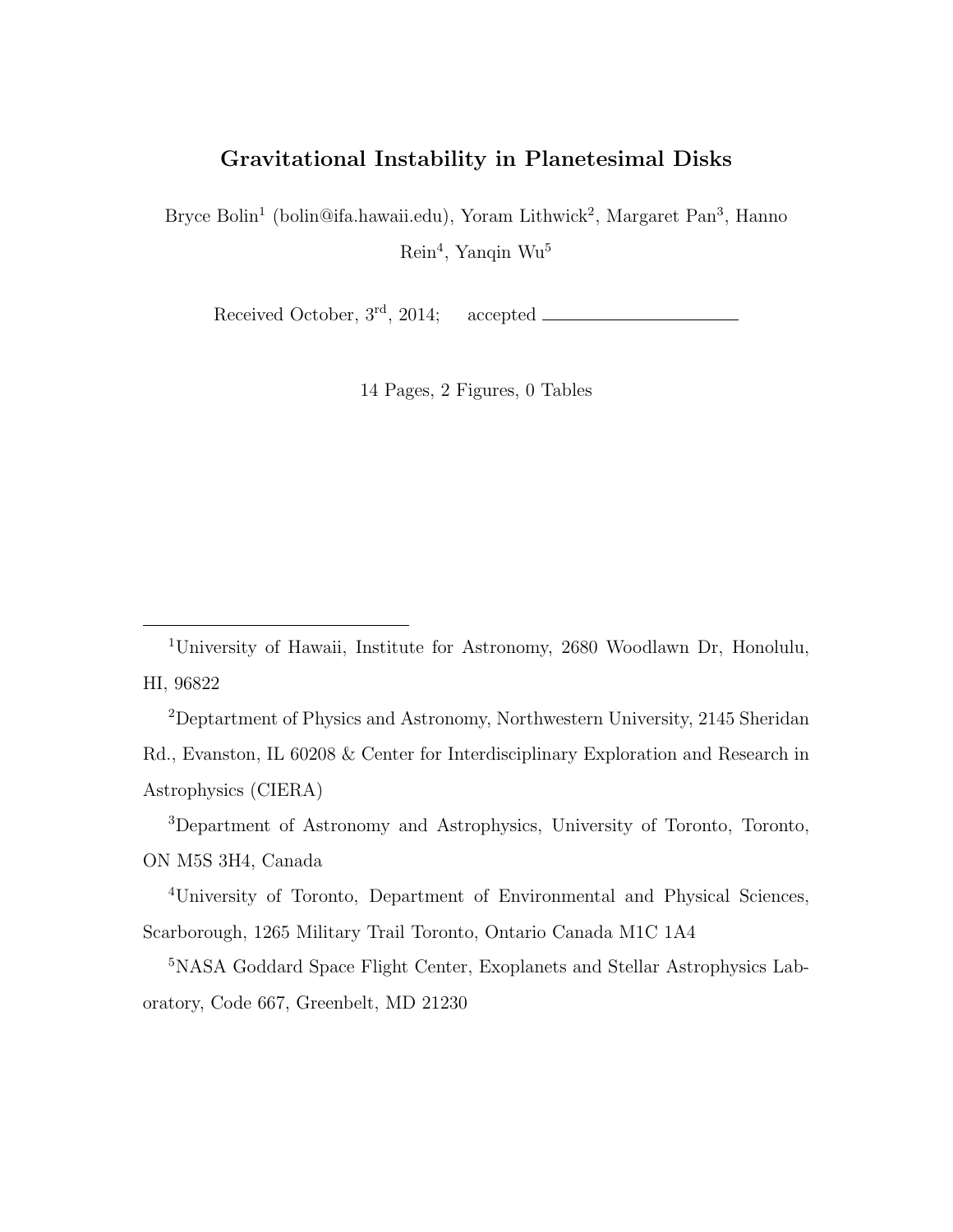# Gravitational Instability in Planetesimal Disks

Bryce Bolin[1] (bolin@ifa.hawaii.edu), Yoram Lithwick[2], Margaret Pan[3], Hanno Rein[4], Yanqin Wu[5]

Received October, 3$^{\rm rd}$, 2014; accepted \_\_\_\_\_\_\_\_\_\_\_\_\_\_\_\_\_\_\_\_

14 Pages, 2 Figures, 0 Tables

---

[1]University of Hawaii, Institute for Astronomy, 2680 Woodlawn Dr, Honolulu, HI, 96822

[2]Deptartment of Physics and Astronomy, Northwestern University, 2145 Sheridan Rd., Evanston, IL 60208 & Center for Interdisciplinary Exploration and Research in Astrophysics (CIERA)

[3]Department of Astronomy and Astrophysics, University of Toronto, Toronto, ON M5S 3H4, Canada

[4]University of Toronto, Department of Environmental and Physical Sciences, Scarborough, 1265 Military Trail Toronto, Ontario Canada M1C 1A4

[5]NASA Goddard Space Flight Center, Exoplanets and Stellar Astrophysics Laboratory, Code 667, Greenbelt, MD 21230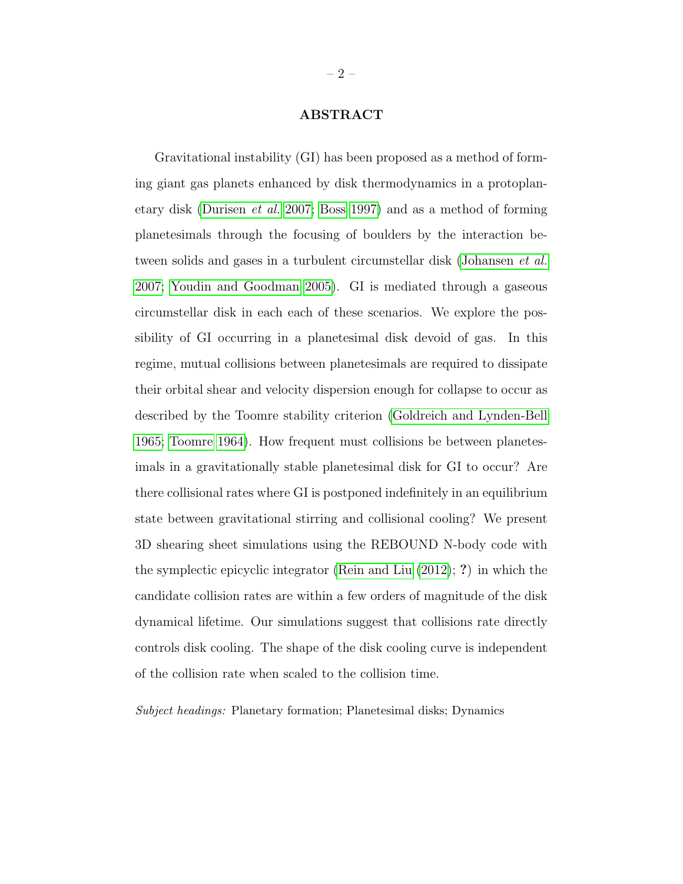## ABSTRACT

Gravitational instability (GI) has been proposed as a method of forming giant gas planets enhanced by disk thermodynamics in a protoplanetary disk (Durisen *et al.* 2007; Boss 1997) and as a method of forming planetesimals through the focusing of boulders by the interaction between solids and gases in a turbulent circumstellar disk (Johansen *et al.* 2007; Youdin and Goodman 2005). GI is mediated through a gaseous circumstellar disk in each each of these scenarios. We explore the possibility of GI occurring in a planetesimal disk devoid of gas. In this regime, mutual collisions between planetesimals are required to dissipate their orbital shear and velocity dispersion enough for collapse to occur as described by the Toomre stability criterion (Goldreich and Lynden-Bell 1965; Toomre 1964). How frequent must collisions be between planetesimals in a gravitationally stable planetesimal disk for GI to occur? Are there collisional rates where GI is postponed indefinitely in an equilibrium state between gravitational stirring and collisional cooling? We present 3D shearing sheet simulations using the REBOUND N-body code with the symplectic epicyclic integrator (Rein and Liu (2012); **?**) in which the candidate collision rates are within a few orders of magnitude of the disk dynamical lifetime. Our simulations suggest that collisions rate directly controls disk cooling. The shape of the disk cooling curve is independent of the collision rate when scaled to the collision time.

*Subject headings:* Planetary formation; Planetesimal disks; Dynamics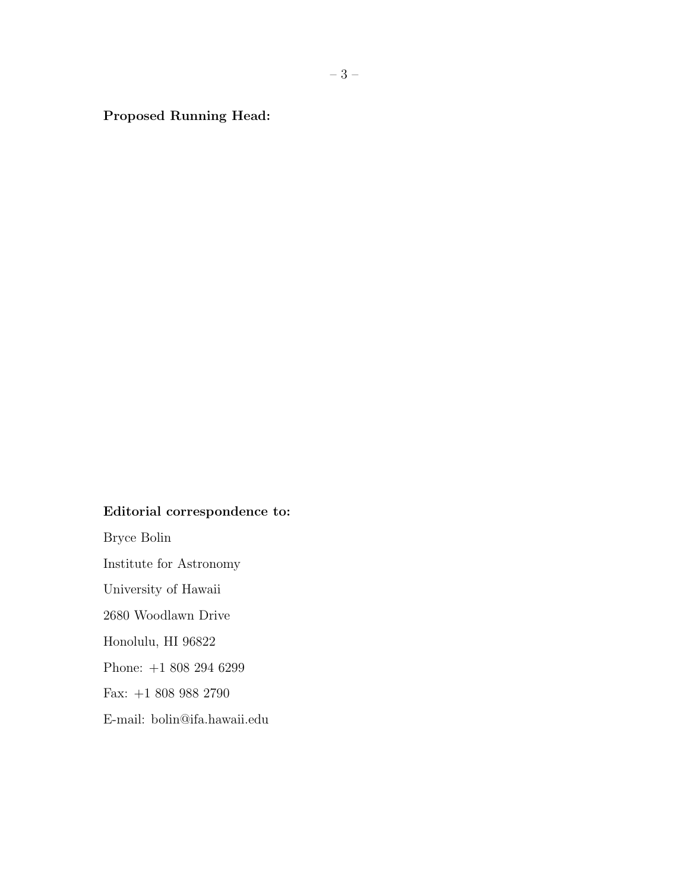**Proposed Running Head:**

**Editorial correspondence to:**

Bryce Bolin

Institute for Astronomy

University of Hawaii

2680 Woodlawn Drive

Honolulu, HI 96822

Phone: +1 808 294 6299

Fax: +1 808 988 2790

E-mail: bolin@ifa.hawaii.edu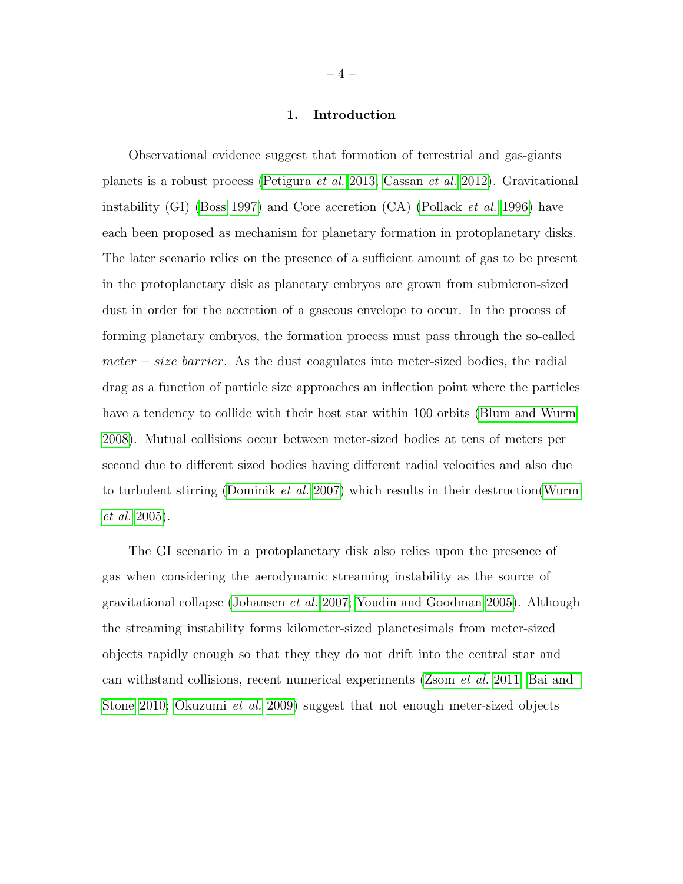## 1. Introduction

Observational evidence suggest that formation of terrestrial and gas-giants planets is a robust process (Petigura *et al.* 2013; Cassan *et al.* 2012). Gravitational instability (GI) (Boss 1997) and Core accretion (CA) (Pollack *et al.* 1996) have each been proposed as mechanism for planetary formation in protoplanetary disks. The later scenario relies on the presence of a sufficient amount of gas to be present in the protoplanetary disk as planetary embryos are grown from submicron-sized dust in order for the accretion of a gaseous envelope to occur. In the process of forming planetary embryos, the formation process must pass through the so-called $meter - size\ barrier$. As the dust coagulates into meter-sized bodies, the radial drag as a function of particle size approaches an inflection point where the particles have a tendency to collide with their host star within 100 orbits (Blum and Wurm 2008). Mutual collisions occur between meter-sized bodies at tens of meters per second due to different sized bodies having different radial velocities and also due to turbulent stirring (Dominik *et al.* 2007) which results in their destruction(Wurm *et al.* 2005).

The GI scenario in a protoplanetary disk also relies upon the presence of gas when considering the aerodynamic streaming instability as the source of gravitational collapse (Johansen *et al.* 2007; Youdin and Goodman 2005). Although the streaming instability forms kilometer-sized planetesimals from meter-sized objects rapidly enough so that they they do not drift into the central star and can withstand collisions, recent numerical experiments (Zsom *et al.* 2011; Bai and Stone 2010; Okuzumi *et al.* 2009) suggest that not enough meter-sized objects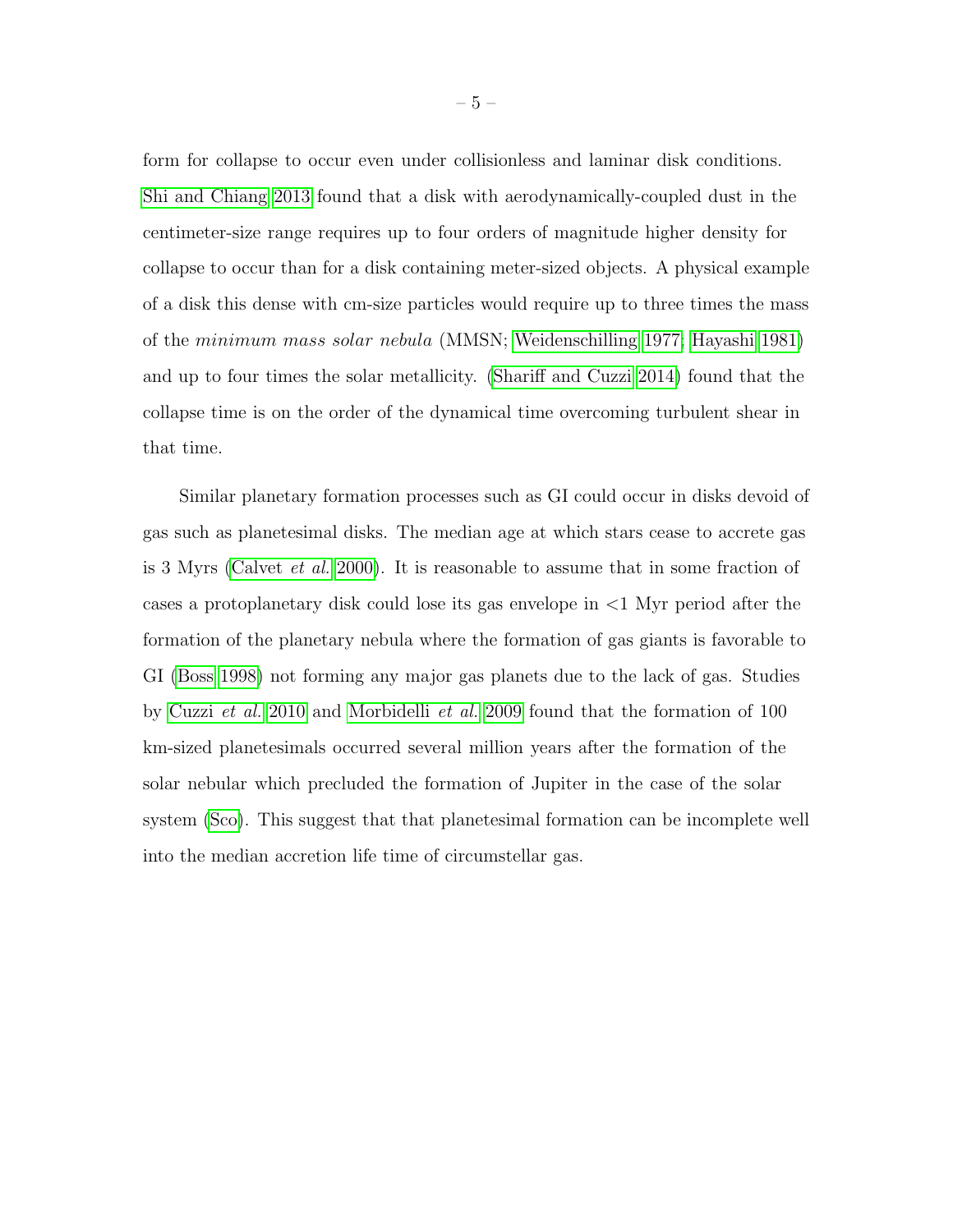form for collapse to occur even under collisionless and laminar disk conditions. Shi and Chiang 2013 found that a disk with aerodynamically-coupled dust in the centimeter-size range requires up to four orders of magnitude higher density for collapse to occur than for a disk containing meter-sized objects. A physical example of a disk this dense with cm-size particles would require up to three times the mass of the *minimum mass solar nebula* (MMSN; Weidenschilling 1977; Hayashi 1981) and up to four times the solar metallicity. (Shariff and Cuzzi 2014) found that the collapse time is on the order of the dynamical time overcoming turbulent shear in that time.

Similar planetary formation processes such as GI could occur in disks devoid of gas such as planetesimal disks. The median age at which stars cease to accrete gas is 3 Myrs (Calvet *et al.* 2000). It is reasonable to assume that in some fraction of cases a protoplanetary disk could lose its gas envelope in <1 Myr period after the formation of the planetary nebula where the formation of gas giants is favorable to GI (Boss 1998) not forming any major gas planets due to the lack of gas. Studies by Cuzzi *et al.* 2010 and Morbidelli *et al.* 2009 found that the formation of 100 km-sized planetesimals occurred several million years after the formation of the solar nebular which precluded the formation of Jupiter in the case of the solar system (Sco). This suggest that that planetesimal formation can be incomplete well into the median accretion life time of circumstellar gas.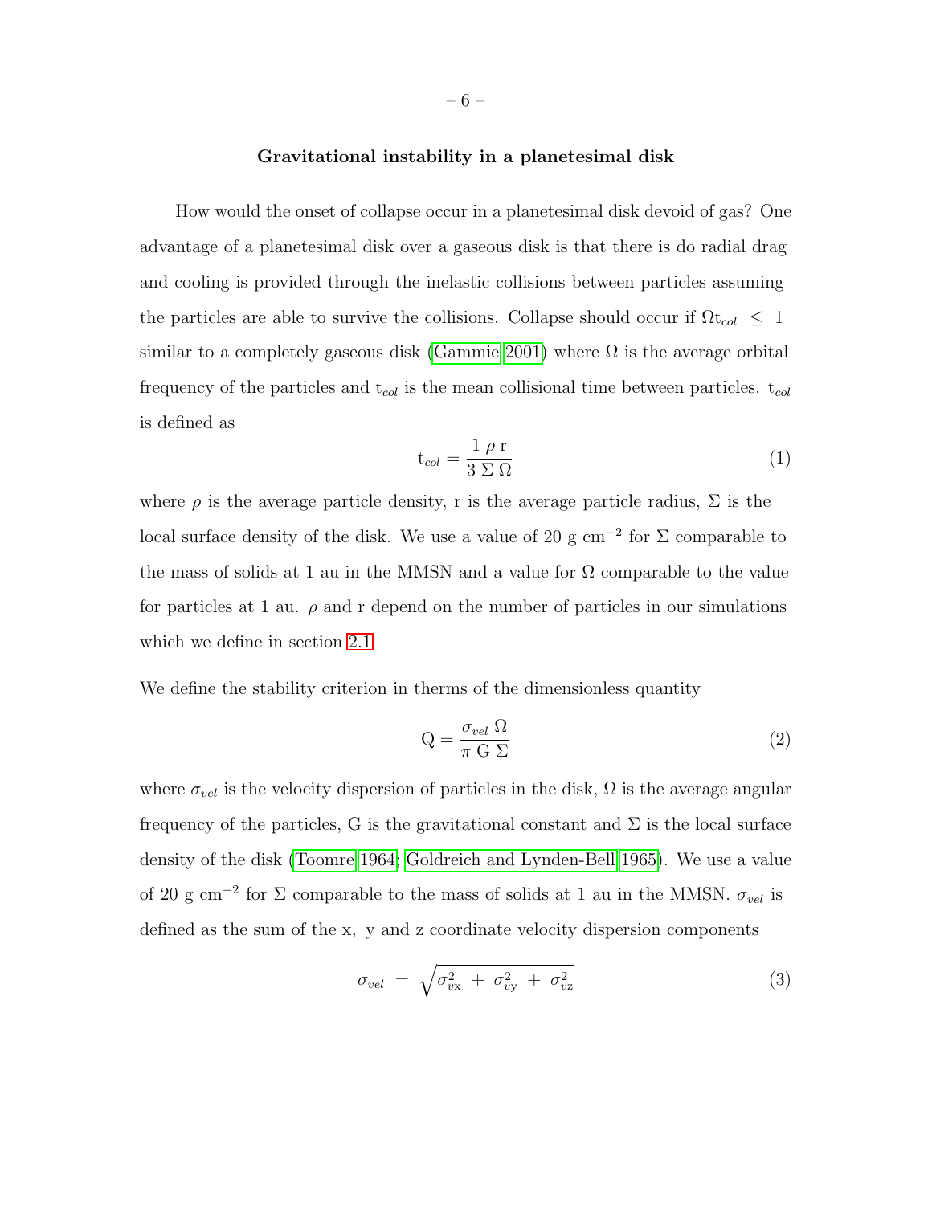### Gravitational instability in a planetesimal disk

How would the onset of collapse occur in a planetesimal disk devoid of gas? One advantage of a planetesimal disk over a gaseous disk is that there is do radial drag and cooling is provided through the inelastic collisions between particles assuming the particles are able to survive the collisions. Collapse should occur if $\Omega t_{col} \leq 1$ similar to a completely gaseous disk (Gammie 2001) where $\Omega$ is the average orbital frequency of the particles and $t_{col}$ is the mean collisional time between particles. $t_{col}$ is defined as

$$t_{col} = \frac{1}{3} \frac{\rho \, r}{\Sigma \, \Omega} \tag{1}$$

where $\rho$ is the average particle density, r is the average particle radius, $\Sigma$ is the local surface density of the disk. We use a value of 20 g cm$^{-2}$ for $\Sigma$ comparable to the mass of solids at 1 au in the MMSN and a value for $\Omega$ comparable to the value for particles at 1 au. $\rho$ and r depend on the number of particles in our simulations which we define in section 2.1.

We define the stability criterion in therms of the dimensionless quantity

$$Q = \frac{\sigma_{vel} \, \Omega}{\pi \, G \, \Sigma} \tag{2}$$

where $\sigma_{vel}$ is the velocity dispersion of particles in the disk, $\Omega$ is the average angular frequency of the particles, G is the gravitational constant and $\Sigma$ is the local surface density of the disk (Toomre 1964; Goldreich and Lynden-Bell 1965). We use a value of 20 g cm$^{-2}$ for $\Sigma$ comparable to the mass of solids at 1 au in the MMSN. $\sigma_{vel}$ is defined as the sum of the x, y and z coordinate velocity dispersion components

$$\sigma_{vel} = \sqrt{\sigma_{vx}^2 + \sigma_{vy}^2 + \sigma_{vz}^2} \tag{3}$$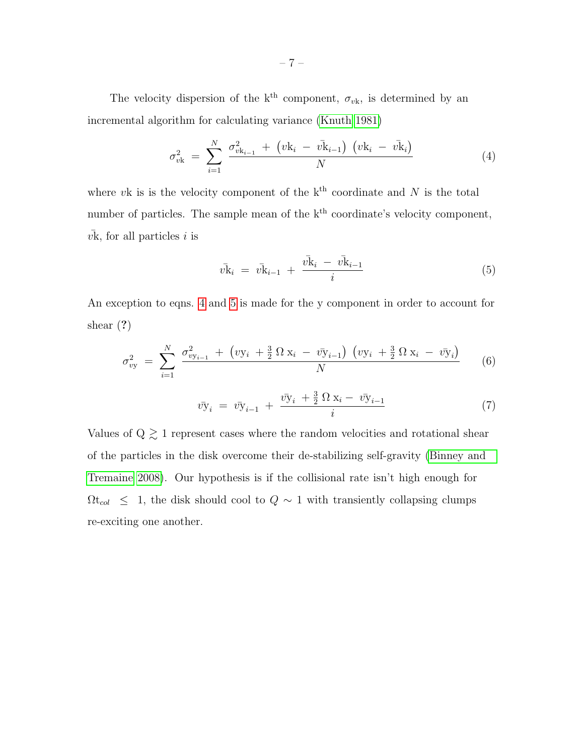The velocity dispersion of the k$^{\rm th}$ component, $\sigma_{v\rm k}$, is determined by an incremental algorithm for calculating variance (Knuth 1981)

$$\sigma^2_{v\rm k} \;=\; \sum_{i=1}^{N} \; \frac{\sigma^2_{v{\rm k}_{i-1}} \;+\; \left(v{\rm k}_i \;-\; \bar{v{\rm k}}_{i-1}\right)\; \left(v{\rm k}_i \;-\; \bar{v{\rm k}}_i\right)}{N} \tag{4}$$

where $v$k is is the velocity component of the k$^{\rm th}$ coordinate and $N$ is the total number of particles. The sample mean of the k$^{\rm th}$ coordinate's velocity component, $\bar{v{\rm k}}$, for all particles $i$ is

$$\bar{v{\rm k}}_i \;=\; \bar{v{\rm k}}_{i-1} \;+\; \frac{\bar{v{\rm k}}_i \;-\; \bar{v{\rm k}}_{i-1}}{i} \tag{5}$$

An exception to eqns. 4 and 5 is made for the y component in order to account for shear (?)

$$\sigma^2_{v\rm y} \;=\; \sum_{i=1}^{N} \; \frac{\sigma^2_{v{\rm y}_{i-1}} \;+\; \left(v{\rm y}_i \;+\frac{3}{2}\,\Omega\,{\rm x}_i \;-\; \bar{v{\rm y}}_{i-1}\right)\; \left(v{\rm y}_i \;+\frac{3}{2}\,\Omega\,{\rm x}_i \;-\; \bar{v{\rm y}}_i\right)}{N} \tag{6}$$

$$\bar{v{\rm y}}_i \;=\; \bar{v{\rm y}}_{i-1} \;+\; \frac{\bar{v{\rm y}}_i \;+\frac{3}{2}\,\Omega\,{\rm x}_i - \; \bar{v{\rm y}}_{i-1}}{i} \tag{7}$$

Values of Q $\gtrsim$ 1 represent cases where the random velocities and rotational shear of the particles in the disk overcome their de-stabilizing self-gravity (Binney and Tremaine 2008). Our hypothesis is if the collisional rate isn't high enough for $\Omega {\rm t}_{col} \;\leq\; 1$, the disk should cool to $Q \sim 1$ with transiently collapsing clumps re-exciting one another.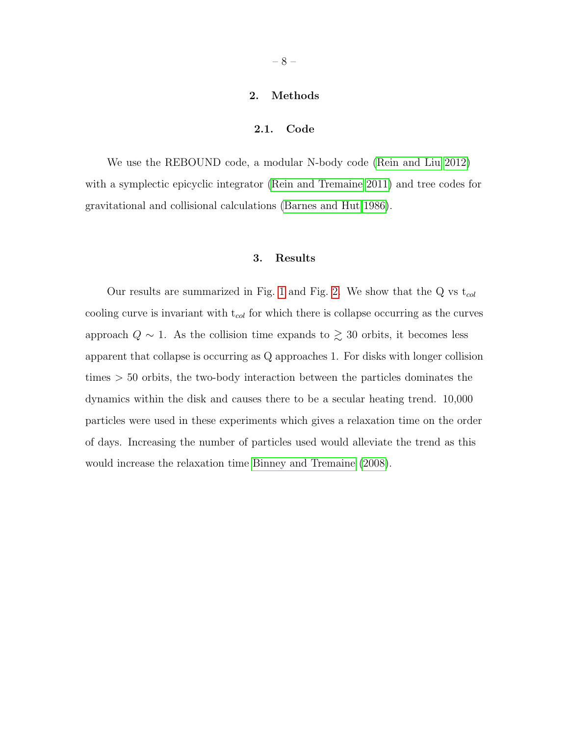## 2. Methods

### 2.1. Code

We use the REBOUND code, a modular N-body code (Rein and Liu 2012) with a symplectic epicyclic integrator (Rein and Tremaine 2011) and tree codes for gravitational and collisional calculations (Barnes and Hut 1986).

## 3. Results

Our results are summarized in Fig. 1 and Fig. 2. We show that the Q vs $t_{col}$ cooling curve is invariant with $t_{col}$ for which there is collapse occurring as the curves approach $Q \sim 1$. As the collision time expands to $\gtrsim 30$ orbits, it becomes less apparent that collapse is occurring as Q approaches 1. For disks with longer collision times $> 50$ orbits, the two-body interaction between the particles dominates the dynamics within the disk and causes there to be a secular heating trend. 10,000 particles were used in these experiments which gives a relaxation time on the order of days. Increasing the number of particles used would alleviate the trend as this would increase the relaxation time Binney and Tremaine (2008).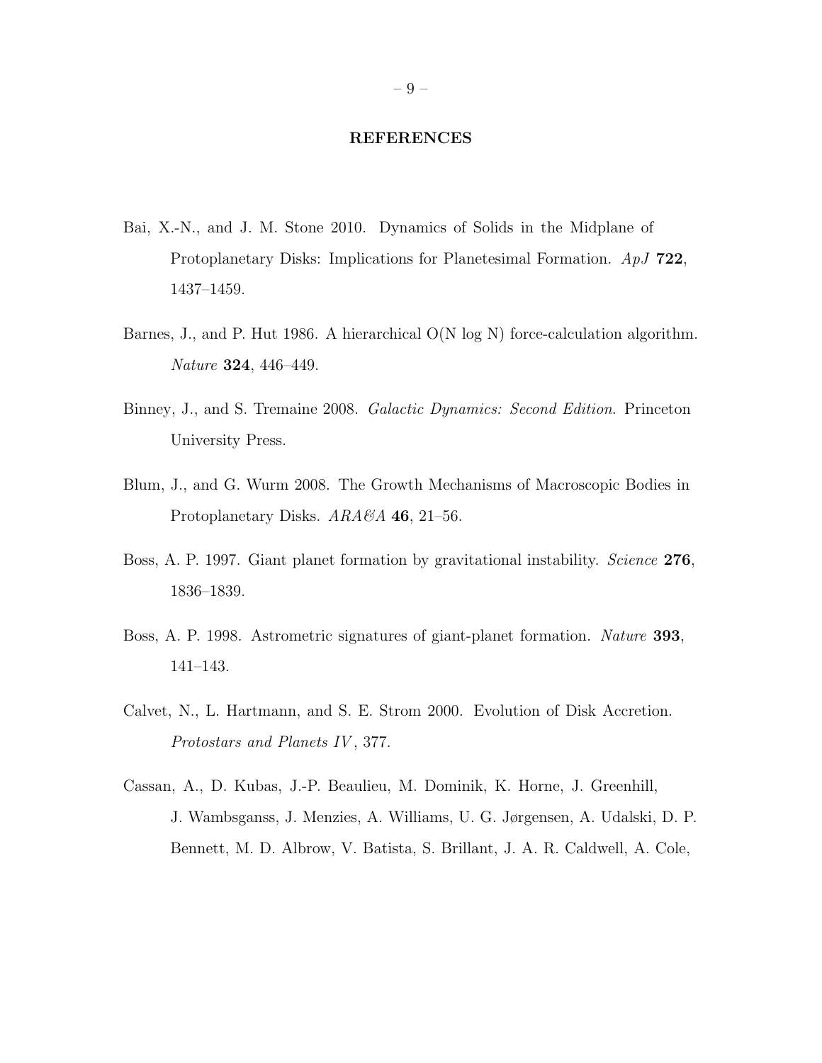## REFERENCES

Bai, X.-N., and J. M. Stone 2010. Dynamics of Solids in the Midplane of Protoplanetary Disks: Implications for Planetesimal Formation. *ApJ* **722**, 1437–1459.

Barnes, J., and P. Hut 1986. A hierarchical O(N log N) force-calculation algorithm. *Nature* **324**, 446–449.

Binney, J., and S. Tremaine 2008. *Galactic Dynamics: Second Edition*. Princeton University Press.

Blum, J., and G. Wurm 2008. The Growth Mechanisms of Macroscopic Bodies in Protoplanetary Disks. *ARA&A* **46**, 21–56.

Boss, A. P. 1997. Giant planet formation by gravitational instability. *Science* **276**, 1836–1839.

Boss, A. P. 1998. Astrometric signatures of giant-planet formation. *Nature* **393**, 141–143.

Calvet, N., L. Hartmann, and S. E. Strom 2000. Evolution of Disk Accretion. *Protostars and Planets IV*, 377.

Cassan, A., D. Kubas, J.-P. Beaulieu, M. Dominik, K. Horne, J. Greenhill, J. Wambsganss, J. Menzies, A. Williams, U. G. Jørgensen, A. Udalski, D. P. Bennett, M. D. Albrow, V. Batista, S. Brillant, J. A. R. Caldwell, A. Cole,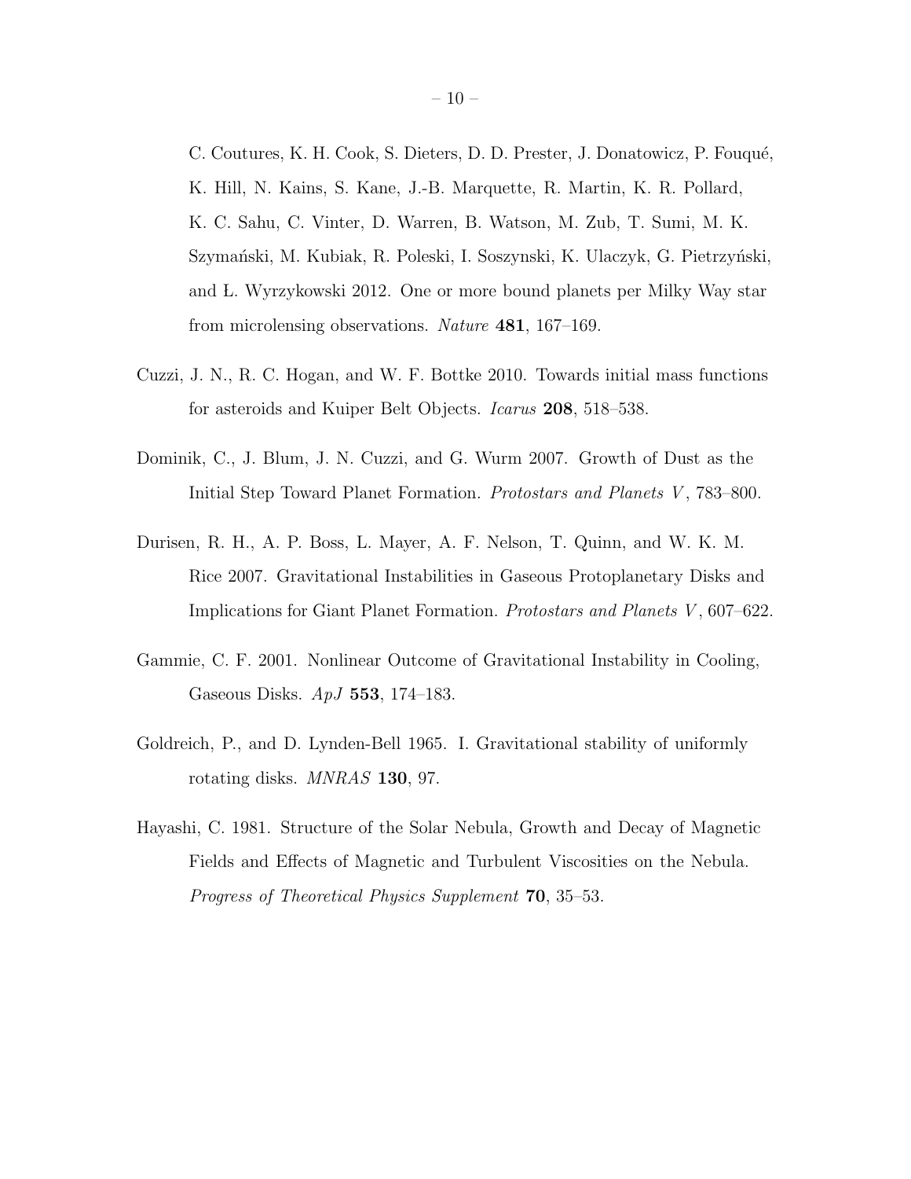C. Coutures, K. H. Cook, S. Dieters, D. D. Prester, J. Donatowicz, P. Fouqué, K. Hill, N. Kains, S. Kane, J.-B. Marquette, R. Martin, K. R. Pollard, K. C. Sahu, C. Vinter, D. Warren, B. Watson, M. Zub, T. Sumi, M. K. Szymański, M. Kubiak, R. Poleski, I. Soszynski, K. Ulaczyk, G. Pietrzyński, and Ł. Wyrzykowski 2012. One or more bound planets per Milky Way star from microlensing observations. *Nature* **481**, 167–169.

Cuzzi, J. N., R. C. Hogan, and W. F. Bottke 2010. Towards initial mass functions for asteroids and Kuiper Belt Objects. *Icarus* **208**, 518–538.

Dominik, C., J. Blum, J. N. Cuzzi, and G. Wurm 2007. Growth of Dust as the Initial Step Toward Planet Formation. *Protostars and Planets V*, 783–800.

Durisen, R. H., A. P. Boss, L. Mayer, A. F. Nelson, T. Quinn, and W. K. M. Rice 2007. Gravitational Instabilities in Gaseous Protoplanetary Disks and Implications for Giant Planet Formation. *Protostars and Planets V*, 607–622.

Gammie, C. F. 2001. Nonlinear Outcome of Gravitational Instability in Cooling, Gaseous Disks. *ApJ* **553**, 174–183.

Goldreich, P., and D. Lynden-Bell 1965. I. Gravitational stability of uniformly rotating disks. *MNRAS* **130**, 97.

Hayashi, C. 1981. Structure of the Solar Nebula, Growth and Decay of Magnetic Fields and Effects of Magnetic and Turbulent Viscosities on the Nebula. *Progress of Theoretical Physics Supplement* **70**, 35–53.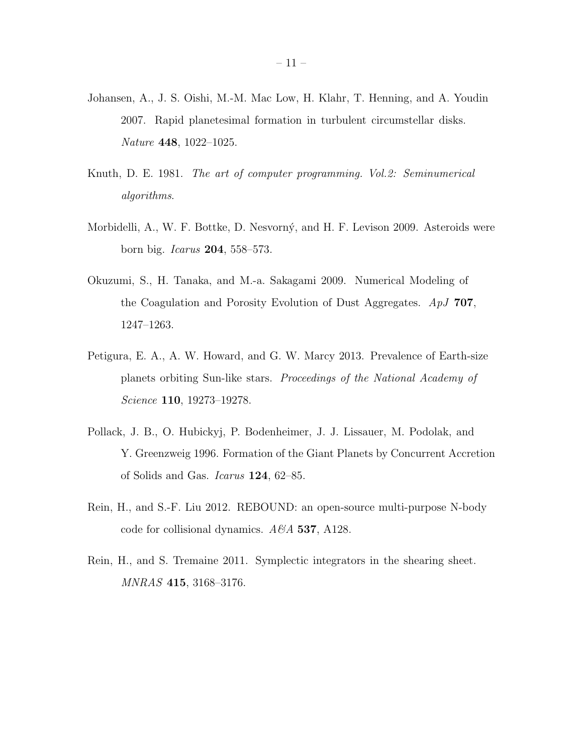Johansen, A., J. S. Oishi, M.-M. Mac Low, H. Klahr, T. Henning, and A. Youdin 2007. Rapid planetesimal formation in turbulent circumstellar disks. *Nature* **448**, 1022–1025.

Knuth, D. E. 1981. *The art of computer programming. Vol.2: Seminumerical algorithms*.

Morbidelli, A., W. F. Bottke, D. Nesvorný, and H. F. Levison 2009. Asteroids were born big. *Icarus* **204**, 558–573.

Okuzumi, S., H. Tanaka, and M.-a. Sakagami 2009. Numerical Modeling of the Coagulation and Porosity Evolution of Dust Aggregates. *ApJ* **707**, 1247–1263.

Petigura, E. A., A. W. Howard, and G. W. Marcy 2013. Prevalence of Earth-size planets orbiting Sun-like stars. *Proceedings of the National Academy of Science* **110**, 19273–19278.

Pollack, J. B., O. Hubickyj, P. Bodenheimer, J. J. Lissauer, M. Podolak, and Y. Greenzweig 1996. Formation of the Giant Planets by Concurrent Accretion of Solids and Gas. *Icarus* **124**, 62–85.

Rein, H., and S.-F. Liu 2012. REBOUND: an open-source multi-purpose N-body code for collisional dynamics. *A&A* **537**, A128.

Rein, H., and S. Tremaine 2011. Symplectic integrators in the shearing sheet. *MNRAS* **415**, 3168–3176.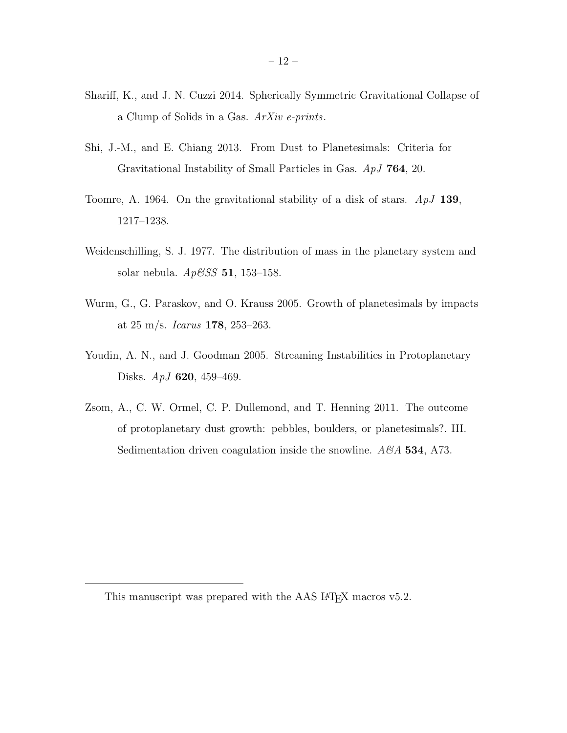Shariff, K., and J. N. Cuzzi 2014. Spherically Symmetric Gravitational Collapse of a Clump of Solids in a Gas. *ArXiv e-prints*.

Shi, J.-M., and E. Chiang 2013. From Dust to Planetesimals: Criteria for Gravitational Instability of Small Particles in Gas. *ApJ* **764**, 20.

Toomre, A. 1964. On the gravitational stability of a disk of stars. *ApJ* **139**, 1217–1238.

Weidenschilling, S. J. 1977. The distribution of mass in the planetary system and solar nebula. *Ap&SS* **51**, 153–158.

Wurm, G., G. Paraskov, and O. Krauss 2005. Growth of planetesimals by impacts at 25 m/s. *Icarus* **178**, 253–263.

Youdin, A. N., and J. Goodman 2005. Streaming Instabilities in Protoplanetary Disks. *ApJ* **620**, 459–469.

Zsom, A., C. W. Ormel, C. P. Dullemond, and T. Henning 2011. The outcome of protoplanetary dust growth: pebbles, boulders, or planetesimals?. III. Sedimentation driven coagulation inside the snowline. *A&A* **534**, A73.

---

This manuscript was prepared with the AAS LaTeX macros v5.2.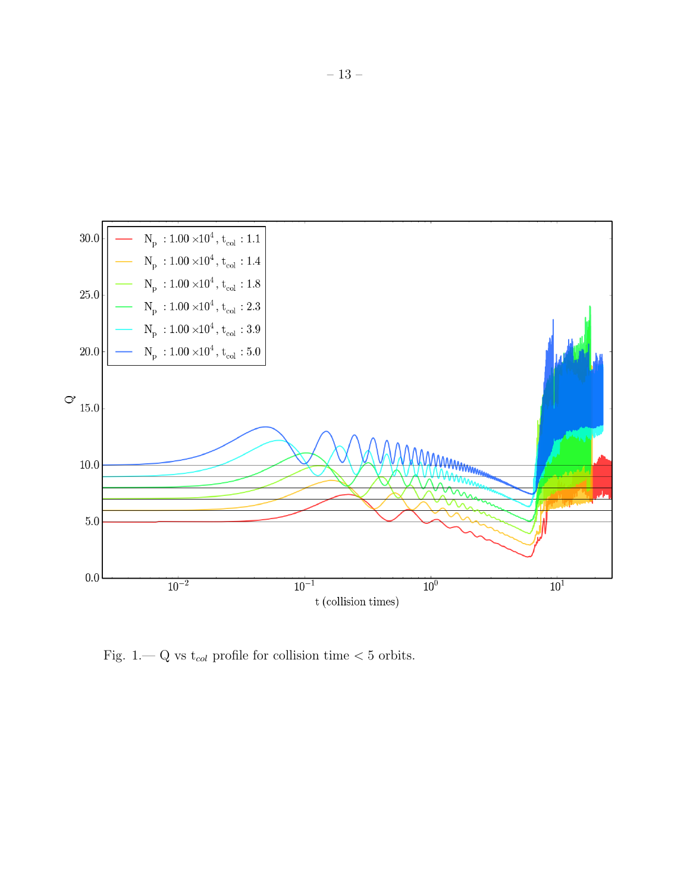Fig. 1.— Q vs $t_{col}$ profile for collision time < 5 orbits.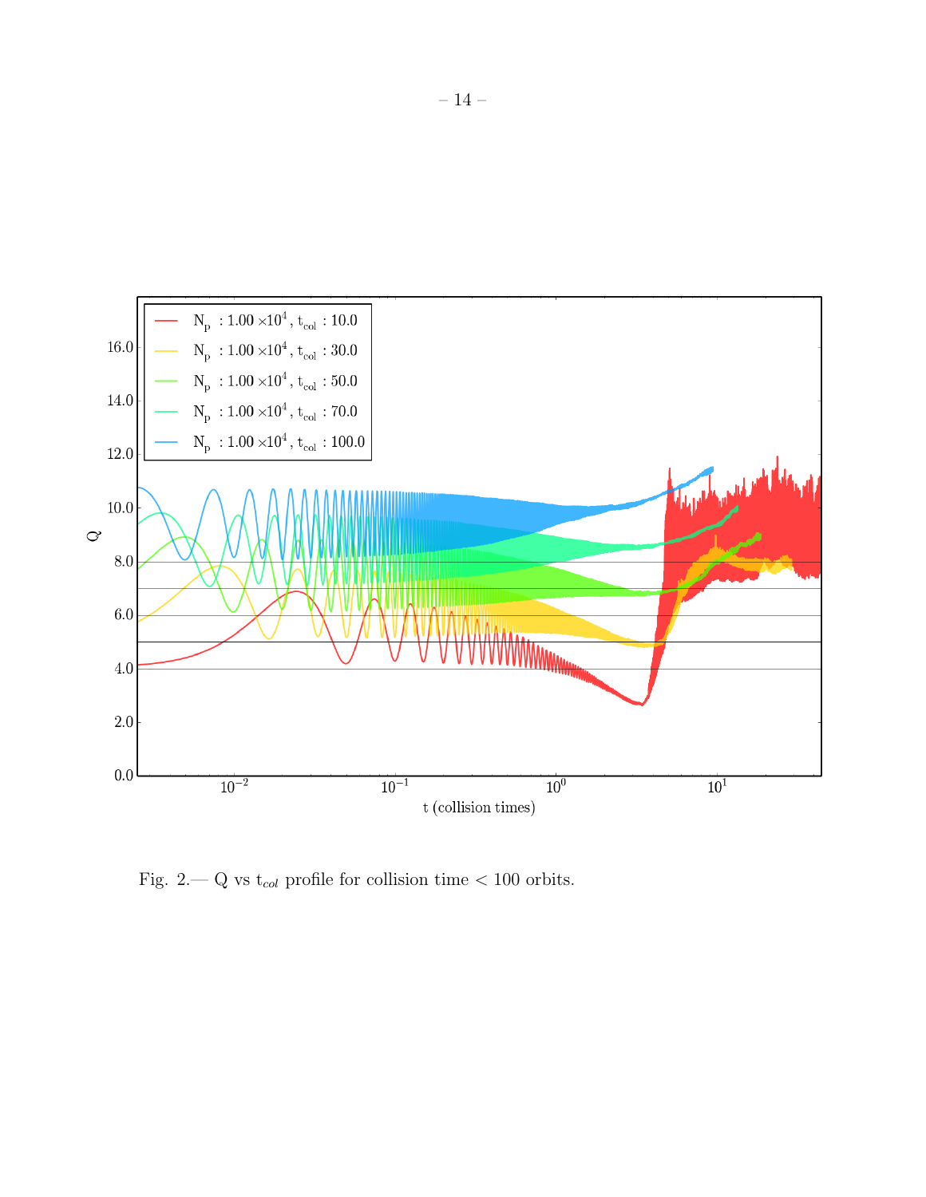Q

16.0

14.0

12.0

10.0

8.0

6.0

4.0

2.0

0.0

$10^{-2}$

$10^{-1}$

$10^{0}$

$10^{1}$

t (collision times)

$N_p$ : $1.00 \times 10^4$, $t_{col}$ : 10.0

$N_p$ : $1.00 \times 10^4$, $t_{col}$ : 30.0

$N_p$ : $1.00 \times 10^4$, $t_{col}$ : 50.0

$N_p$ : $1.00 \times 10^4$, $t_{col}$ : 70.0

$N_p$ : $1.00 \times 10^4$, $t_{col}$ : 100.0

Fig. 2.— Q vs $t_{col}$ profile for collision time < 100 orbits.